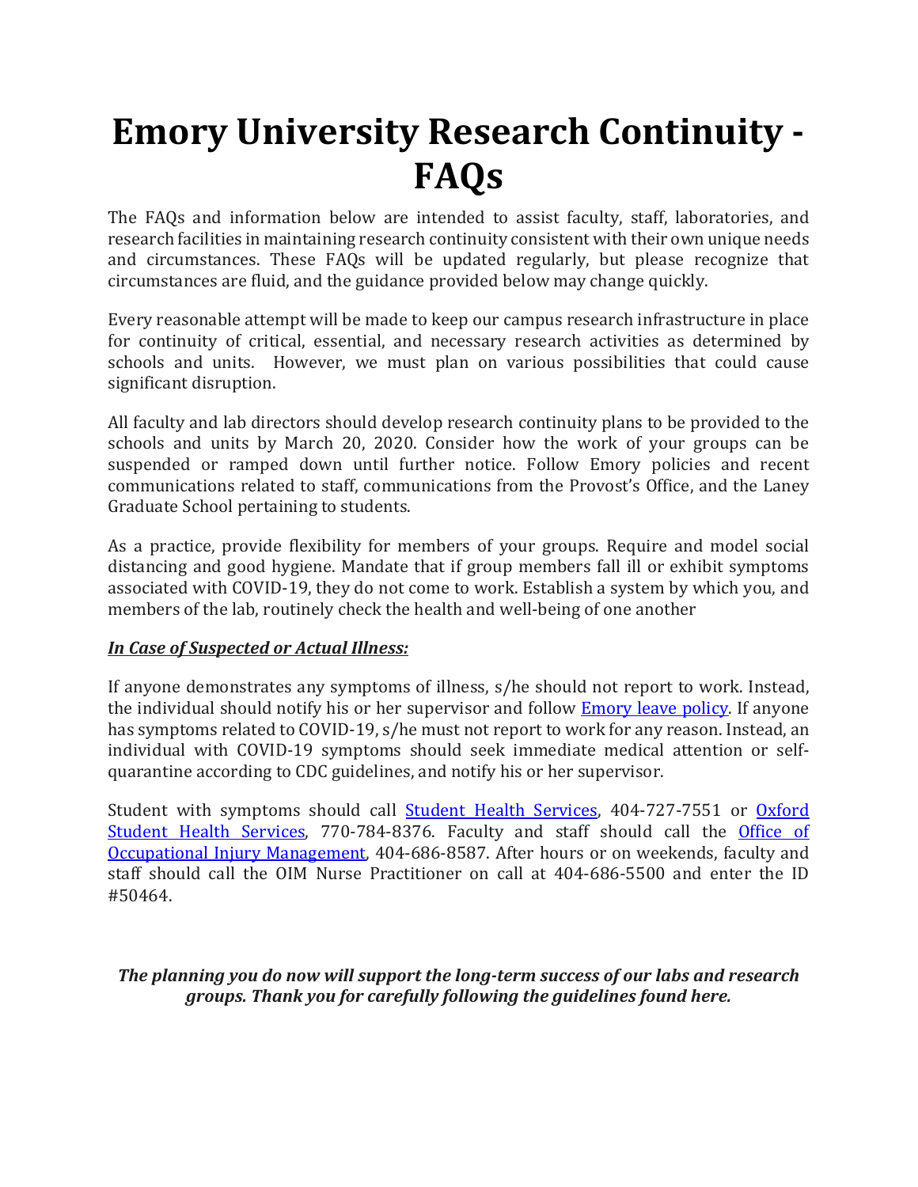# Emory University Research Continuity - FAQs

The FAQs and information below are intended to assist faculty, staff, laboratories, and research facilities in maintaining research continuity consistent with their own unique needs and circumstances. These FAQs will be updated regularly, but please recognize that circumstances are fluid, and the guidance provided below may change quickly.

Every reasonable attempt will be made to keep our campus research infrastructure in place for continuity of critical, essential, and necessary research activities as determined by schools and units. However, we must plan on various possibilities that could cause significant disruption.

All faculty and lab directors should develop research continuity plans to be provided to the schools and units by March 20, 2020. Consider how the work of your groups can be suspended or ramped down until further notice. Follow Emory policies and recent communications related to staff, communications from the Provost's Office, and the Laney Graduate School pertaining to students.

As a practice, provide flexibility for members of your groups. Require and model social distancing and good hygiene. Mandate that if group members fall ill or exhibit symptoms associated with COVID-19, they do not come to work. Establish a system by which you, and members of the lab, routinely check the health and well-being of one another

***In Case of Suspected or Actual Illness:***

If anyone demonstrates any symptoms of illness, s/he should not report to work. Instead, the individual should notify his or her supervisor and follow Emory leave policy. If anyone has symptoms related to COVID-19, s/he must not report to work for any reason. Instead, an individual with COVID-19 symptoms should seek immediate medical attention or self-quarantine according to CDC guidelines, and notify his or her supervisor.

Student with symptoms should call Student Health Services, 404-727-7551 or Oxford Student Health Services, 770-784-8376. Faculty and staff should call the Office of Occupational Injury Management, 404-686-8587. After hours or on weekends, faculty and staff should call the OIM Nurse Practitioner on call at 404-686-5500 and enter the ID #50464.

***The planning you do now will support the long-term success of our labs and research groups. Thank you for carefully following the guidelines found here.***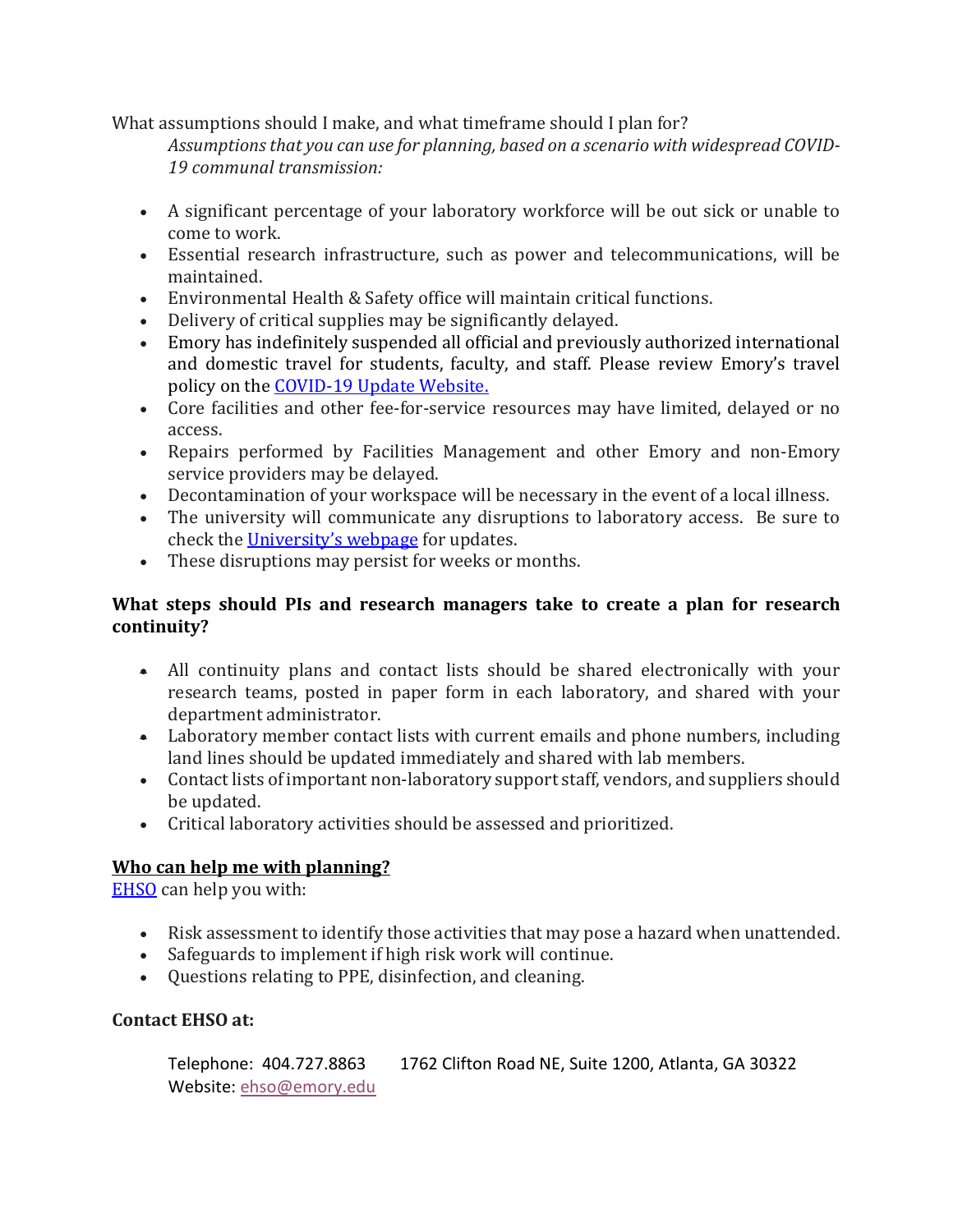What assumptions should I make, and what timeframe should I plan for?

*Assumptions that you can use for planning, based on a scenario with widespread COVID-19 communal transmission:*

- A significant percentage of your laboratory workforce will be out sick or unable to come to work.
- Essential research infrastructure, such as power and telecommunications, will be maintained.
- Environmental Health & Safety office will maintain critical functions.
- Delivery of critical supplies may be significantly delayed.
- Emory has indefinitely suspended all official and previously authorized international and domestic travel for students, faculty, and staff. Please review Emory's travel policy on the COVID-19 Update Website.
- Core facilities and other fee-for-service resources may have limited, delayed or no access.
- Repairs performed by Facilities Management and other Emory and non-Emory service providers may be delayed.
- Decontamination of your workspace will be necessary in the event of a local illness.
- The university will communicate any disruptions to laboratory access. Be sure to check the University's webpage for updates.
- These disruptions may persist for weeks or months.

**What steps should PIs and research managers take to create a plan for research continuity?**

- All continuity plans and contact lists should be shared electronically with your research teams, posted in paper form in each laboratory, and shared with your department administrator.
- Laboratory member contact lists with current emails and phone numbers, including land lines should be updated immediately and shared with lab members.
- Contact lists of important non-laboratory support staff, vendors, and suppliers should be updated.
- Critical laboratory activities should be assessed and prioritized.

**Who can help me with planning?**

EHSO can help you with:

- Risk assessment to identify those activities that may pose a hazard when unattended.
- Safeguards to implement if high risk work will continue.
- Questions relating to PPE, disinfection, and cleaning.

**Contact EHSO at:**

Telephone: 404.727.8863 1762 Clifton Road NE, Suite 1200, Atlanta, GA 30322
Website: ehso@emory.edu